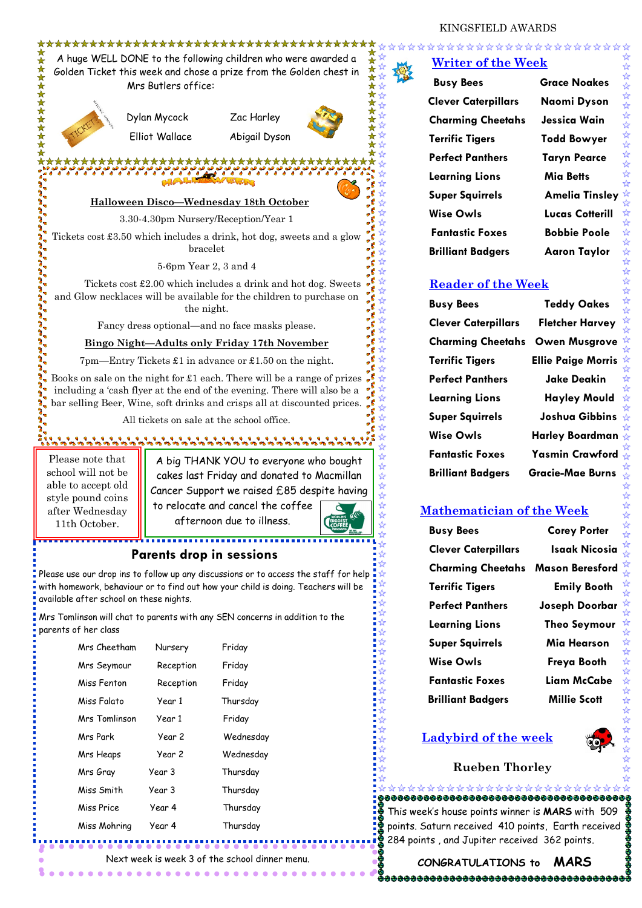A huge WELL DONE to the following children who were awarded a Golden Ticket this week and chose a prize from the Golden chest in Mrs Butlers office:

Dylan Mycock    Zac Harley
Elliot Wallace    Abigail Dyson

## HALLOWEEN

**Halloween Disco—Wednesday 18th October**

3.30-4.30pm Nursery/Reception/Year 1

Tickets cost £3.50 which includes a drink, hot dog, sweets and a glow bracelet

5-6pm Year 2, 3 and 4

Tickets cost £2.00 which includes a drink and hot dog. Sweets and Glow necklaces will be available for the children to purchase on the night.

Fancy dress optional—and no face masks please.

**Bingo Night—Adults only Friday 17th November**

7pm—Entry Tickets £1 in advance or £1.50 on the night.

Books on sale on the night for £1 each. There will be a range of prizes including a 'cash flyer at the end of the evening. There will also be a bar selling Beer, Wine, soft drinks and crisps all at discounted prices.

All tickets on sale at the school office.

Please note that school will not be able to accept old style pound coins after Wednesday 11th October.

A big THANK YOU to everyone who bought cakes last Friday and donated to Macmillan Cancer Support we raised £85 despite having to relocate and cancel the coffee afternoon due to illness.

## Parents drop in sessions

Please use our drop ins to follow up any discussions or to access the staff for help with homework, behaviour or to find out how your child is doing. Teachers will be available after school on these nights.

Mrs Tomlinson will chat to parents with any SEN concerns in addition to the parents of her class

| | | |
|---|---|---|
| Mrs Cheetham | Nursery | Friday |
| Mrs Seymour | Reception | Friday |
| Miss Fenton | Reception | Friday |
| Miss Falato | Year 1 | Thursday |
| Mrs Tomlinson | Year 1 | Friday |
| Mrs Park | Year 2 | Wednesday |
| Mrs Heaps | Year 2 | Wednesday |
| Mrs Gray | Year 3 | Thursday |
| Miss Smith | Year 3 | Thursday |
| Miss Price | Year 4 | Thursday |
| Miss Mohring | Year 4 | Thursday |

Next week is week 3 of the school dinner menu.

KINGSFIELD AWARDS

## Writer of the Week

| | |
|---|---|
| Busy Bees | Grace Noakes |
| Clever Caterpillars | Naomi Dyson |
| Charming Cheetahs | Jessica Wain |
| Terrific Tigers | Todd Bowyer |
| Perfect Panthers | Taryn Pearce |
| Learning Lions | Mia Betts |
| Super Squirrels | Amelia Tinsley |
| Wise Owls | Lucas Cotterill |
| Fantastic Foxes | Bobbie Poole |
| Brilliant Badgers | Aaron Taylor |

## Reader of the Week

| | |
|---|---|
| Busy Bees | Teddy Oakes |
| Clever Caterpillars | Fletcher Harvey |
| Charming Cheetahs | Owen Musgrove |
| Terrific Tigers | Ellie Paige Morris |
| Perfect Panthers | Jake Deakin |
| Learning Lions | Hayley Mould |
| Super Squirrels | Joshua Gibbins |
| Wise Owls | Harley Boardman |
| Fantastic Foxes | Yasmin Crawford |
| Brilliant Badgers | Gracie-Mae Burns |

## Mathematician of the Week

| | |
|---|---|
| Busy Bees | Corey Porter |
| Clever Caterpillars | Isaak Nicosia |
| Charming Cheetahs | Mason Beresford |
| Terrific Tigers | Emily Booth |
| Perfect Panthers | Joseph Doorbar |
| Learning Lions | Theo Seymour |
| Super Squirrels | Mia Hearson |
| Wise Owls | Freya Booth |
| Fantastic Foxes | Liam McCabe |
| Brilliant Badgers | Millie Scott |

## Ladybird of the week

**Rueben Thorley**

This week's house points winner is **MARS** with 509 points. Saturn received 410 points, Earth received 284 points , and Jupiter received 362 points.

CONGRATULATIONS to **MARS**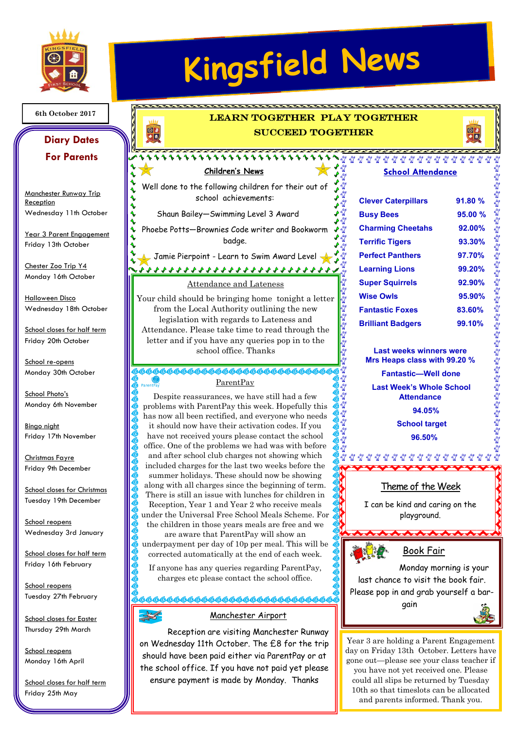# Kingsfield News

6th October 2017

## Diary Dates For Parents

Manchester Runway Trip Reception
Wednesday 11th October

Year 3 Parent Engagement
Friday 13th October

Chester Zoo Trip Y4
Monday 16th October

Halloween Disco
Wednesday 18th October

School closes for half term
Friday 20th October

School re-opens
Monday 30th October

School Photo's
Monday 6th November

Bingo night
Friday 17th November

Christmas Fayre
Friday 9th December

School closes for Christmas
Tuesday 19th December

School reopens
Wednesday 3rd January

School closes for half term
Friday 16th February

School reopens
Tuesday 27th February

School closes for Easter
Thursday 29th March

School reopens
Monday 16th April

School closes for half term
Friday 25th May

**LEARN TOGETHER PLAY TOGETHER SUCCEED TOGETHER**

## Children's News

Well done to the following children for their out of school achievements:

Shaun Bailey—Swimming Level 3 Award

Phoebe Potts—Brownies Code writer and Bookworm badge.

Jamie Pierpoint - Learn to Swim Award Level

## Attendance and Lateness

Your child should be bringing home tonight a letter from the Local Authority outlining the new legislation with regards to Lateness and Attendance. Please take time to read through the letter and if you have any queries pop in to the school office. Thanks

## ParentPay

Despite reassurances, we have still had a few problems with ParentPay this week. Hopefully this has now all been rectified, and everyone who needs it should now have their activation codes. If you have not received yours please contact the school office. One of the problems we had was with before and after school club charges not showing which included charges for the last two weeks before the summer holidays. These should now be showing along with all charges since the beginning of term. There is still an issue with lunches for children in Reception, Year 1 and Year 2 who receive meals under the Universal Free School Meals Scheme. For the children in those years meals are free and we are aware that ParentPay will show an underpayment per day of 10p per meal. This will be corrected automatically at the end of each week.

If anyone has any queries regarding ParentPay, charges etc please contact the school office.

## Manchester Airport

Reception are visiting Manchester Runway on Wednesday 11th October. The £8 for the trip should have been paid either via ParentPay or at the school office. If you have not paid yet please ensure payment is made by Monday. Thanks

## School Attendance

| | |
|---|---|
| Clever Caterpillars | 91.80 % |
| Busy Bees | 95.00 % |
| Charming Cheetahs | 92.00% |
| Terrific Tigers | 93.30% |
| Perfect Panthers | 97.70% |
| Learning Lions | 99.20% |
| Super Squirrels | 92.90% |
| Wise Owls | 95.90% |
| Fantastic Foxes | 83.60% |
| Brilliant Badgers | 99.10% |

**Last weeks winners were Mrs Heaps class with 99.20 %**

**Fantastic—Well done**

**Last Week's Whole School Attendance**

**94.05%**

**School target**

**96.50%**

## Theme of the Week

I can be kind and caring on the playground.

## Book Fair

Monday morning is your last chance to visit the book fair. Please pop in and grab yourself a bargain

Year 3 are holding a Parent Engagement day on Friday 13th October. Letters have gone out—please see your class teacher if you have not yet received one. Please could all slips be returned by Tuesday 10th so that timeslots can be allocated and parents informed. Thank you.